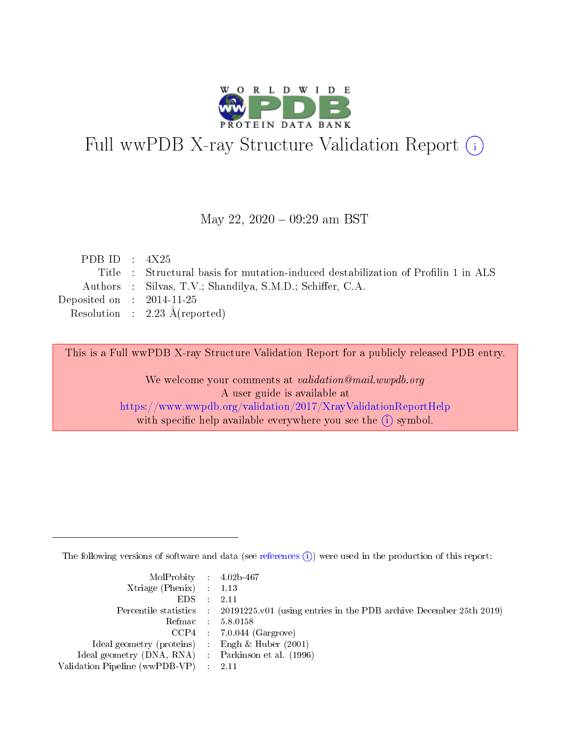# Full wwPDB X-ray Structure Validation Report (i)

May 22, 2020 – 09:29 am BST

| | | |
|---|---|---|
| PDB ID | : | 4X25 |
| Title | : | Structural basis for mutation-induced destabilization of Profilin 1 in ALS |
| Authors | : | Silvas, T.V.; Shandilya, S.M.D.; Schiffer, C.A. |
| Deposited on | : | 2014-11-25 |
| Resolution | : | 2.23 Å(reported) |

This is a Full wwPDB X-ray Structure Validation Report for a publicly released PDB entry.

We welcome your comments at *validation@mail.wwpdb.org*
A user guide is available at
https://www.wwpdb.org/validation/2017/XrayValidationReportHelp
with specific help available everywhere you see the (i) symbol.

The following versions of software and data (see references (i)) were used in the production of this report:

| | | |
|---|---|---|
| MolProbity | : | 4.02b-467 |
| Xtriage (Phenix) | : | 1.13 |
| EDS | : | 2.11 |
| Percentile statistics | : | 20191225.v01 (using entries in the PDB archive December 25th 2019) |
| Refmac | : | 5.8.0158 |
| CCP4 | : | 7.0.044 (Gargrove) |
| Ideal geometry (proteins) | : | Engh & Huber (2001) |
| Ideal geometry (DNA, RNA) | : | Parkinson et al. (1996) |
| Validation Pipeline (wwPDB-VP) | : | 2.11 |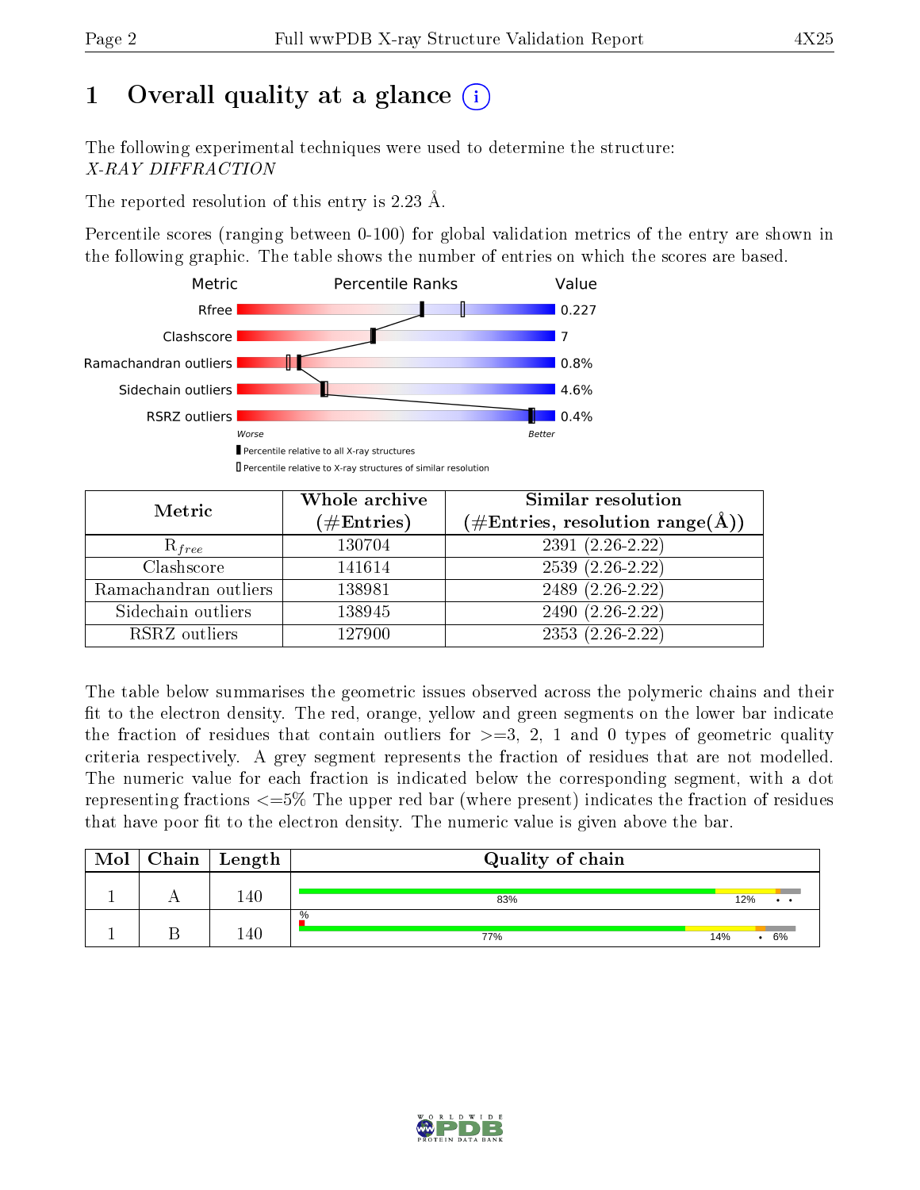# 1 Overall quality at a glance (i)

The following experimental techniques were used to determine the structure:
*X-RAY DIFFRACTION*

The reported resolution of this entry is 2.23 Å.

Percentile scores (ranging between 0-100) for global validation metrics of the entry are shown in the following graphic. The table shows the number of entries on which the scores are based.

Metric
Percentile Ranks
Value
Rfree 0.227
Clashscore 7
Ramachandran outliers 0.8%
Sidechain outliers 4.6%
RSRZ outliers 0.4%
Worse
Better
Percentile relative to all X-ray structures
Percentile relative to X-ray structures of similar resolution

| Metric | Whole archive (#Entries) | Similar resolution (#Entries, resolution range(Å)) |
|---|---|---|
| $R_{free}$ | 130704 | 2391 (2.26-2.22) |
| Clashscore | 141614 | 2539 (2.26-2.22) |
| Ramachandran outliers | 138981 | 2489 (2.26-2.22) |
| Sidechain outliers | 138945 | 2490 (2.26-2.22) |
| RSRZ outliers | 127900 | 2353 (2.26-2.22) |

The table below summarises the geometric issues observed across the polymeric chains and their fit to the electron density. The red, orange, yellow and green segments on the lower bar indicate the fraction of residues that contain outliers for >=3, 2, 1 and 0 types of geometric quality criteria respectively. A grey segment represents the fraction of residues that are not modelled. The numeric value for each fraction is indicated below the corresponding segment, with a dot representing fractions <=5% The upper red bar (where present) indicates the fraction of residues that have poor fit to the electron density. The numeric value is given above the bar.

| Mol | Chain | Length | Quality of chain |
|---|---|---|---|
| 1 | A | 140 | 83% 12% • • |
| 1 | B | 140 | % 77% 14% • 6% |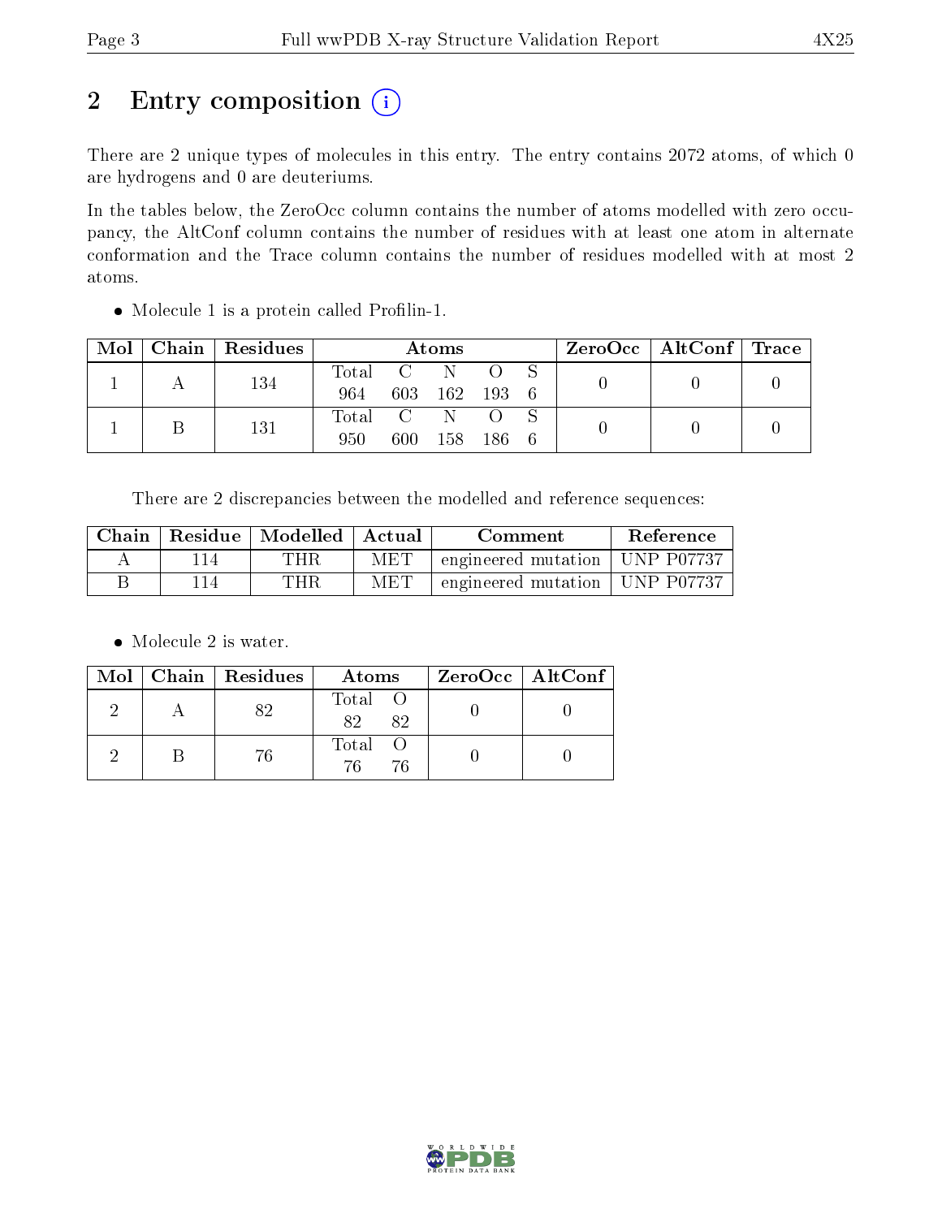# 2 Entry composition

There are 2 unique types of molecules in this entry. The entry contains 2072 atoms, of which 0 are hydrogens and 0 are deuteriums.

In the tables below, the ZeroOcc column contains the number of atoms modelled with zero occupancy, the AltConf column contains the number of residues with at least one atom in alternate conformation and the Trace column contains the number of residues modelled with at most 2 atoms.

- Molecule 1 is a protein called Profilin-1.

| Mol | Chain | Residues | Atoms | | | | | ZeroOcc | AltConf | Trace |
|---|---|---|---|---|---|---|---|---|---|---|
| 1 | A | 134 | Total 964 | C 603 | N 162 | O 193 | S 6 | 0 | 0 | 0 |
| 1 | B | 131 | Total 950 | C 600 | N 158 | O 186 | S 6 | 0 | 0 | 0 |

There are 2 discrepancies between the modelled and reference sequences:

| Chain | Residue | Modelled | Actual | Comment | Reference |
|---|---|---|---|---|---|
| A | 114 | THR | MET | engineered mutation | UNP P07737 |
| B | 114 | THR | MET | engineered mutation | UNP P07737 |

- Molecule 2 is water.

| Mol | Chain | Residues | Atoms | | ZeroOcc | AltConf |
|---|---|---|---|---|---|---|
| 2 | A | 82 | Total 82 | O 82 | 0 | 0 |
| 2 | B | 76 | Total 76 | O 76 | 0 | 0 |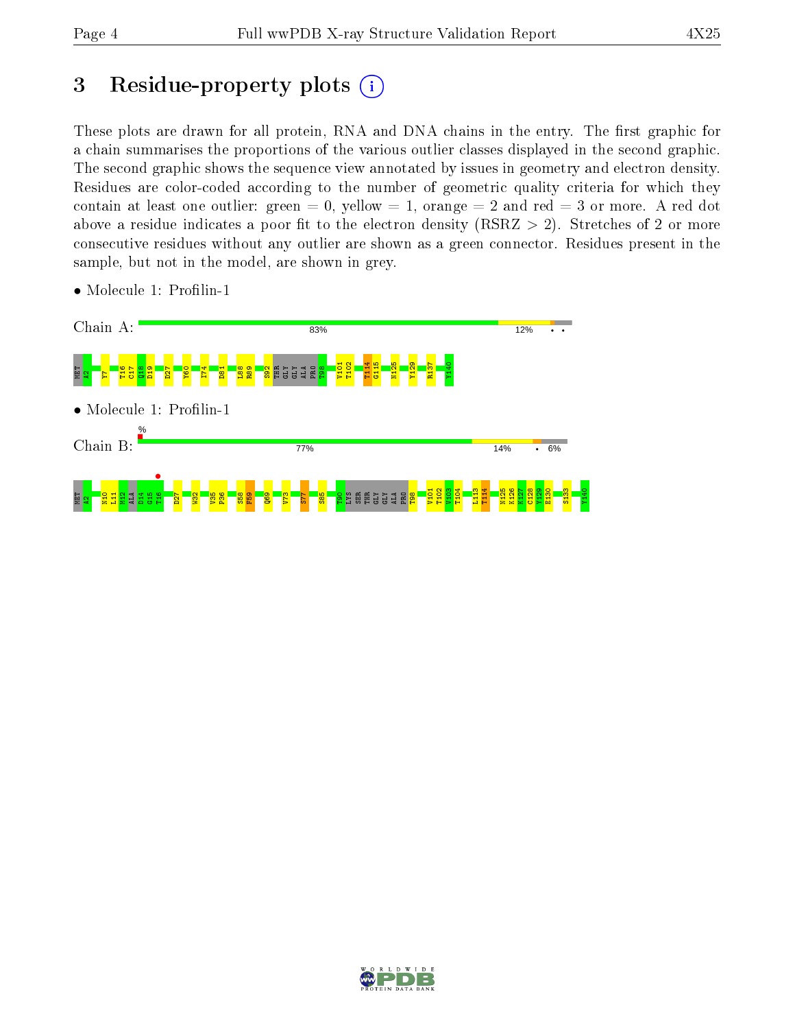# 3 Residue-property plots

These plots are drawn for all protein, RNA and DNA chains in the entry. The first graphic for a chain summarises the proportions of the various outlier classes displayed in the second graphic. The second graphic shows the sequence view annotated by issues in geometry and electron density. Residues are color-coded according to the number of geometric quality criteria for which they contain at least one outlier: green = 0, yellow = 1, orange = 2 and red = 3 or more. A red dot above a residue indicates a poor fit to the electron density (RSRZ > 2). Stretches of 2 or more consecutive residues without any outlier are shown as a green connector. Residues present in the sample, but not in the model, are shown in grey.

- Molecule 1: Profilin-1

Chain A:

83%

12%

MET A2 Y7 T16 C17 Q18 D19 D27 Y60 I74 D81 L88 R89 S92 THR GLY GLY ALA PRO T98 V101 T102 T114 G115 N125 Y129 R137 Y140

- Molecule 1: Profilin-1

Chain B:

%

77%

14%

6%

MET A2 N10 L11 M12 ALA D14 G15 T16 D27 W32 V35 P36 S58 F59 Q69 V73 S77 S85 T90 LYS SER THR GLY GLY ALA PRO T98 V101 T102 V103 T104 L113 T114 N125 K126 K127 C128 Y129 E130 S133 Y140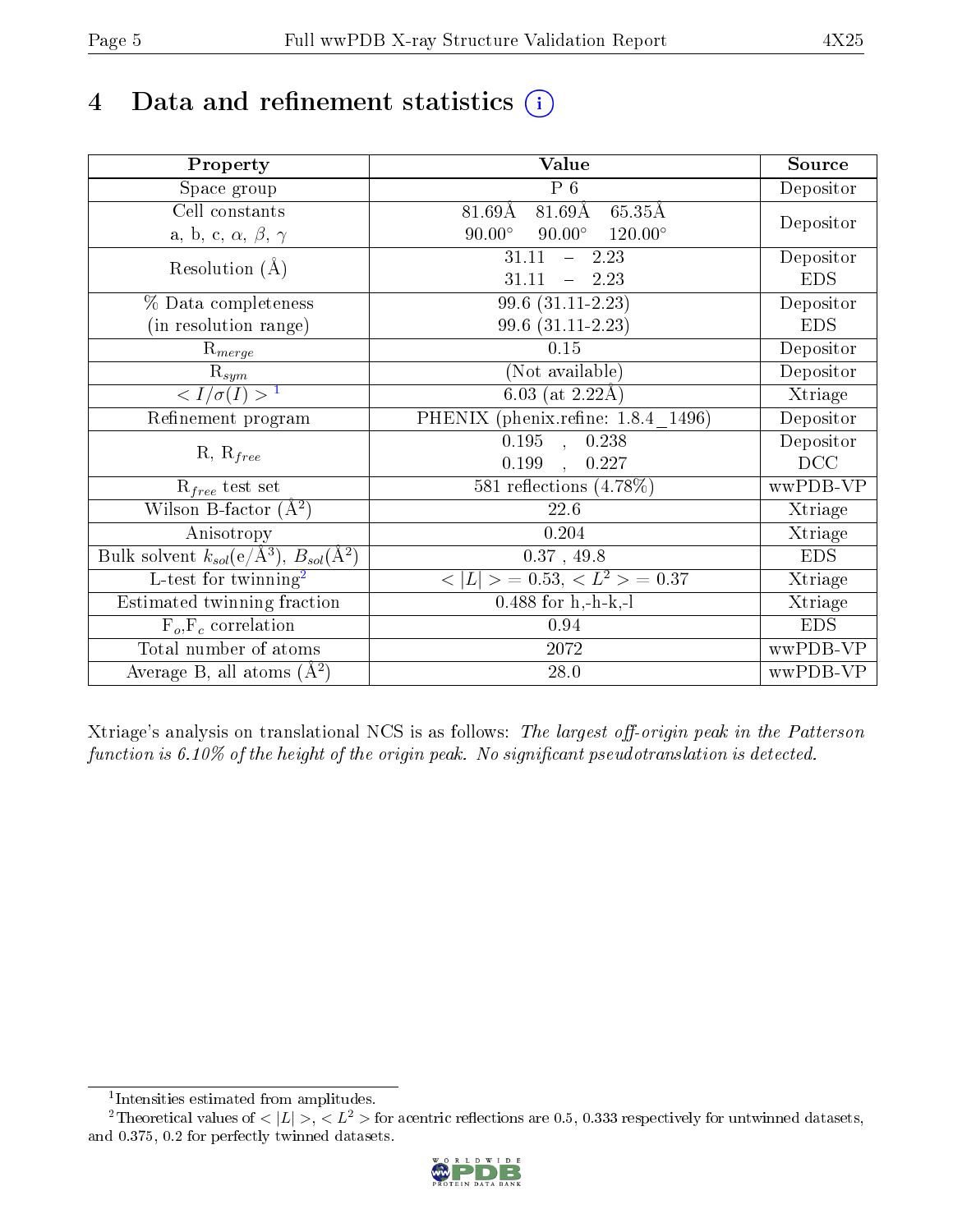# 4 Data and refinement statistics (i)

| Property | Value | Source |
|---|---|---|
| Space group | P 6 | Depositor |
| Cell constants<br>a, b, c, $\alpha$, $\beta$, $\gamma$ | 81.69Å 81.69Å 65.35Å<br>90.00° 90.00° 120.00° | Depositor |
| Resolution (Å) | 31.11 – 2.23<br>31.11 – 2.23 | Depositor<br>EDS |
| % Data completeness<br>(in resolution range) | 99.6 (31.11-2.23)<br>99.6 (31.11-2.23) | Depositor<br>EDS |
| $R_{merge}$ | 0.15 | Depositor |
| $R_{sym}$ | (Not available) | Depositor |
| $< I/\sigma(I) >$ [1] | 6.03 (at 2.22Å) | Xtriage |
| Refinement program | PHENIX (phenix.refine: 1.8.4_1496) | Depositor |
| R, $R_{free}$ | 0.195 , 0.238<br>0.199 , 0.227 | Depositor<br>DCC |
| $R_{free}$ test set | 581 reflections (4.78%) | wwPDB-VP |
| Wilson B-factor (Å$^2$) | 22.6 | Xtriage |
| Anisotropy | 0.204 | Xtriage |
| Bulk solvent $k_{sol}$(e/Å$^3$), $B_{sol}$(Å$^2$) | 0.37 , 49.8 | EDS |
| L-test for twinning[2] | $< \|L\| >$ = 0.53, $< L^2 >$ = 0.37 | Xtriage |
| Estimated twinning fraction | 0.488 for h,-h-k,-l | Xtriage |
| $F_o$,$F_c$ correlation | 0.94 | EDS |
| Total number of atoms | 2072 | wwPDB-VP |
| Average B, all atoms (Å$^2$) | 28.0 | wwPDB-VP |

Xtriage's analysis on translational NCS is as follows: *The largest off-origin peak in the Patterson function is 6.10% of the height of the origin peak. No significant pseudotranslation is detected.*

[1] Intensities estimated from amplitudes.

[2] Theoretical values of $< |L| >$, $< L^2 >$ for acentric reflections are 0.5, 0.333 respectively for untwinned datasets, and 0.375, 0.2 for perfectly twinned datasets.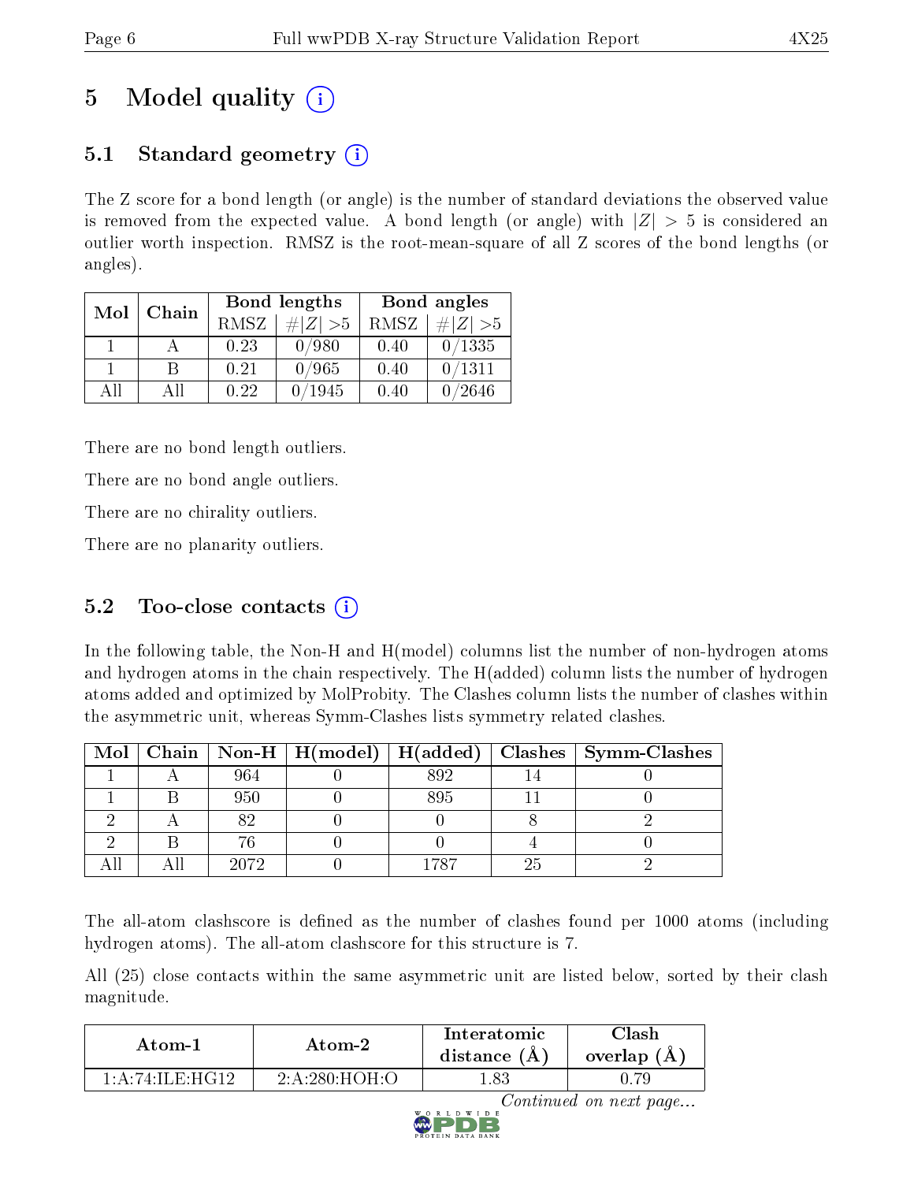# 5 Model quality (i)

## 5.1 Standard geometry (i)

The Z score for a bond length (or angle) is the number of standard deviations the observed value is removed from the expected value. A bond length (or angle) with $|Z| > 5$ is considered an outlier worth inspection. RMSZ is the root-mean-square of all Z scores of the bond lengths (or angles).

| Mol | Chain | Bond lengths | | Bond angles | |
|---|---|---|---|---|---|
| | | RMSZ | $\#\|Z\| > 5$ | RMSZ | $\#\|Z\| > 5$ |
| 1 | A | 0.23 | 0/980 | 0.40 | 0/1335 |
| 1 | B | 0.21 | 0/965 | 0.40 | 0/1311 |
| All | All | 0.22 | 0/1945 | 0.40 | 0/2646 |

There are no bond length outliers.

There are no bond angle outliers.

There are no chirality outliers.

There are no planarity outliers.

## 5.2 Too-close contacts (i)

In the following table, the Non-H and H(model) columns list the number of non-hydrogen atoms and hydrogen atoms in the chain respectively. The H(added) column lists the number of hydrogen atoms added and optimized by MolProbity. The Clashes column lists the number of clashes within the asymmetric unit, whereas Symm-Clashes lists symmetry related clashes.

| Mol | Chain | Non-H | H(model) | H(added) | Clashes | Symm-Clashes |
|---|---|---|---|---|---|---|
| 1 | A | 964 | 0 | 892 | 14 | 0 |
| 1 | B | 950 | 0 | 895 | 11 | 0 |
| 2 | A | 82 | 0 | 0 | 8 | 2 |
| 2 | B | 76 | 0 | 0 | 4 | 0 |
| All | All | 2072 | 0 | 1787 | 25 | 2 |

The all-atom clashscore is defined as the number of clashes found per 1000 atoms (including hydrogen atoms). The all-atom clashscore for this structure is 7.

All (25) close contacts within the same asymmetric unit are listed below, sorted by their clash magnitude.

| Atom-1 | Atom-2 | Interatomic distance (Å) | Clash overlap (Å) |
|---|---|---|---|
| 1:A:74:ILE:HG12 | 2:A:280:HOH:O | 1.83 | 0.79 |

*Continued on next page...*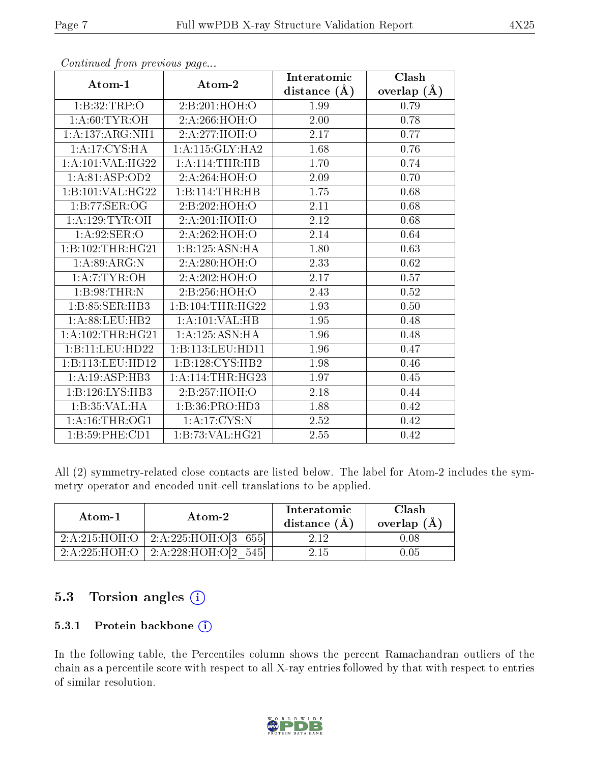*Continued from previous page...*

| Atom-1 | Atom-2 | Interatomic distance (Å) | Clash overlap (Å) |
|---|---|---|---|
| 1:B:32:TRP:O | 2:B:201:HOH:O | 1.99 | 0.79 |
| 1:A:60:TYR:OH | 2:A:266:HOH:O | 2.00 | 0.78 |
| 1:A:137:ARG:NH1 | 2:A:277:HOH:O | 2.17 | 0.77 |
| 1:A:17:CYS:HA | 1:A:115:GLY:HA2 | 1.68 | 0.76 |
| 1:A:101:VAL:HG22 | 1:A:114:THR:HB | 1.70 | 0.74 |
| 1:A:81:ASP:OD2 | 2:A:264:HOH:O | 2.09 | 0.70 |
| 1:B:101:VAL:HG22 | 1:B:114:THR:HB | 1.75 | 0.68 |
| 1:B:77:SER:OG | 2:B:202:HOH:O | 2.11 | 0.68 |
| 1:A:129:TYR:OH | 2:A:201:HOH:O | 2.12 | 0.68 |
| 1:A:92:SER:O | 2:A:262:HOH:O | 2.14 | 0.64 |
| 1:B:102:THR:HG21 | 1:B:125:ASN:HA | 1.80 | 0.63 |
| 1:A:89:ARG:N | 2:A:280:HOH:O | 2.33 | 0.62 |
| 1:A:7:TYR:OH | 2:A:202:HOH:O | 2.17 | 0.57 |
| 1:B:98:THR:N | 2:B:256:HOH:O | 2.43 | 0.52 |
| 1:B:85:SER:HB3 | 1:B:104:THR:HG22 | 1.93 | 0.50 |
| 1:A:88:LEU:HB2 | 1:A:101:VAL:HB | 1.95 | 0.48 |
| 1:A:102:THR:HG21 | 1:A:125:ASN:HA | 1.96 | 0.48 |
| 1:B:11:LEU:HD22 | 1:B:113:LEU:HD11 | 1.96 | 0.47 |
| 1:B:113:LEU:HD12 | 1:B:128:CYS:HB2 | 1.98 | 0.46 |
| 1:A:19:ASP:HB3 | 1:A:114:THR:HG23 | 1.97 | 0.45 |
| 1:B:126:LYS:HB3 | 2:B:257:HOH:O | 2.18 | 0.44 |
| 1:B:35:VAL:HA | 1:B:36:PRO:HD3 | 1.88 | 0.42 |
| 1:A:16:THR:OG1 | 1:A:17:CYS:N | 2.52 | 0.42 |
| 1:B:59:PHE:CD1 | 1:B:73:VAL:HG21 | 2.55 | 0.42 |

All (2) symmetry-related close contacts are listed below. The label for Atom-2 includes the symmetry operator and encoded unit-cell translations to be applied.

| Atom-1 | Atom-2 | Interatomic distance (Å) | Clash overlap (Å) |
|---|---|---|---|
| 2:A:215:HOH:O | 2:A:225:HOH:O[3_655] | 2.12 | 0.08 |
| 2:A:225:HOH:O | 2:A:228:HOH:O[2_545] | 2.15 | 0.05 |

## 5.3 Torsion angles

### 5.3.1 Protein backbone

In the following table, the Percentiles column shows the percent Ramachandran outliers of the chain as a percentile score with respect to all X-ray entries followed by that with respect to entries of similar resolution.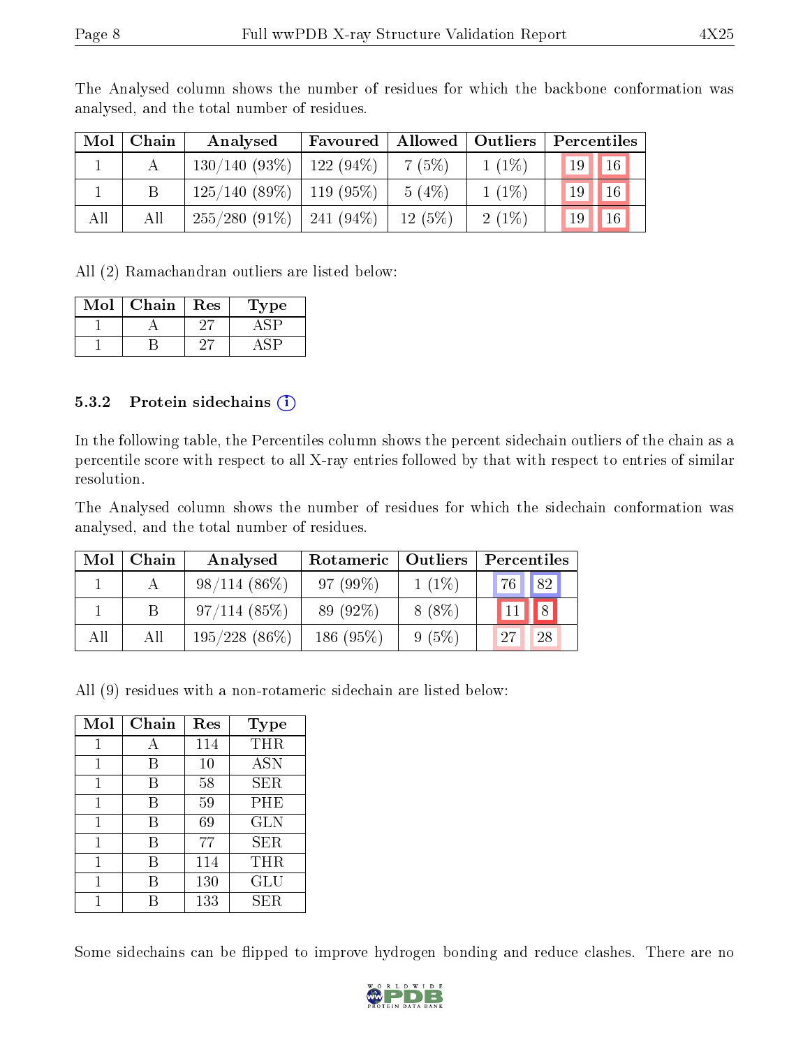The Analysed column shows the number of residues for which the backbone conformation was analysed, and the total number of residues.

| Mol | Chain | Analysed | Favoured | Allowed | Outliers | Percentiles | |
|---|---|---|---|---|---|---|---|
| 1 | A | 130/140 (93%) | 122 (94%) | 7 (5%) | 1 (1%) | 19 | 16 |
| 1 | B | 125/140 (89%) | 119 (95%) | 5 (4%) | 1 (1%) | 19 | 16 |
| All | All | 255/280 (91%) | 241 (94%) | 12 (5%) | 2 (1%) | 19 | 16 |

All (2) Ramachandran outliers are listed below:

| Mol | Chain | Res | Type |
|---|---|---|---|
| 1 | A | 27 | ASP |
| 1 | B | 27 | ASP |

### 5.3.2 Protein sidechains

In the following table, the Percentiles column shows the percent sidechain outliers of the chain as a percentile score with respect to all X-ray entries followed by that with respect to entries of similar resolution.

The Analysed column shows the number of residues for which the sidechain conformation was analysed, and the total number of residues.

| Mol | Chain | Analysed | Rotameric | Outliers | Percentiles | |
|---|---|---|---|---|---|---|
| 1 | A | 98/114 (86%) | 97 (99%) | 1 (1%) | 76 | 82 |
| 1 | B | 97/114 (85%) | 89 (92%) | 8 (8%) | 11 | 8 |
| All | All | 195/228 (86%) | 186 (95%) | 9 (5%) | 27 | 28 |

All (9) residues with a non-rotameric sidechain are listed below:

| Mol | Chain | Res | Type |
|---|---|---|---|
| 1 | A | 114 | THR |
| 1 | B | 10 | ASN |
| 1 | B | 58 | SER |
| 1 | B | 59 | PHE |
| 1 | B | 69 | GLN |
| 1 | B | 77 | SER |
| 1 | B | 114 | THR |
| 1 | B | 130 | GLU |
| 1 | B | 133 | SER |

Some sidechains can be flipped to improve hydrogen bonding and reduce clashes. There are no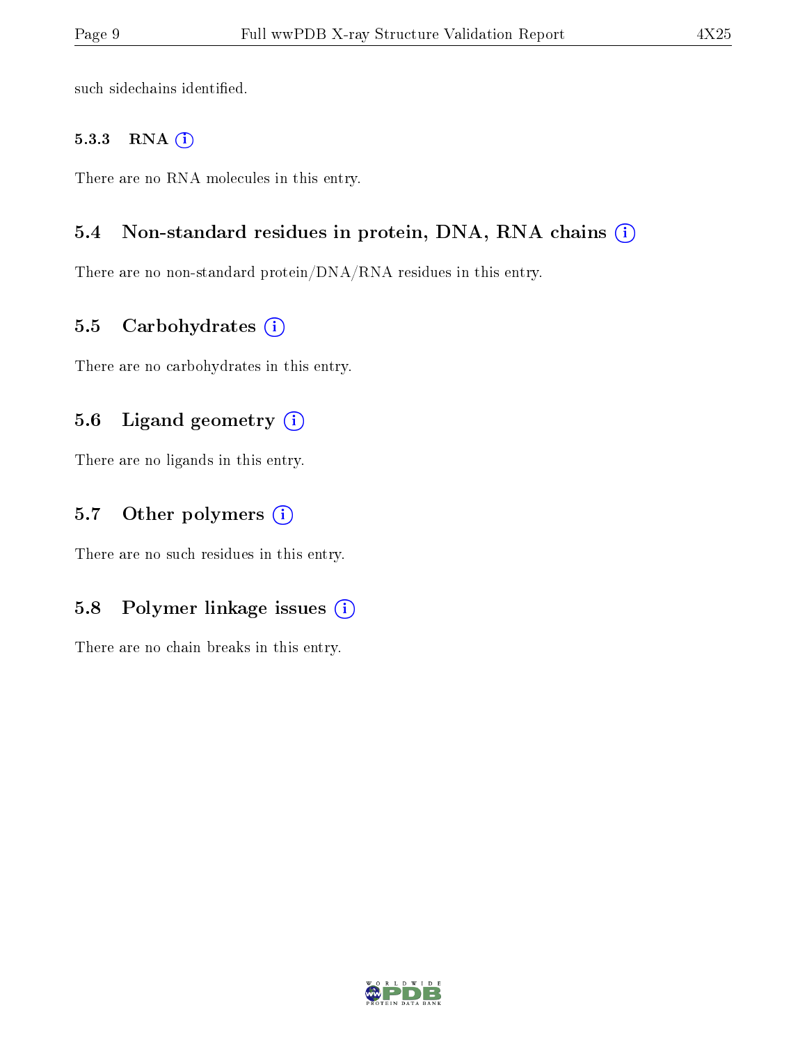such sidechains identified.

#### 5.3.3 RNA

There are no RNA molecules in this entry.

### 5.4 Non-standard residues in protein, DNA, RNA chains

There are no non-standard protein/DNA/RNA residues in this entry.

### 5.5 Carbohydrates

There are no carbohydrates in this entry.

### 5.6 Ligand geometry

There are no ligands in this entry.

### 5.7 Other polymers

There are no such residues in this entry.

### 5.8 Polymer linkage issues

There are no chain breaks in this entry.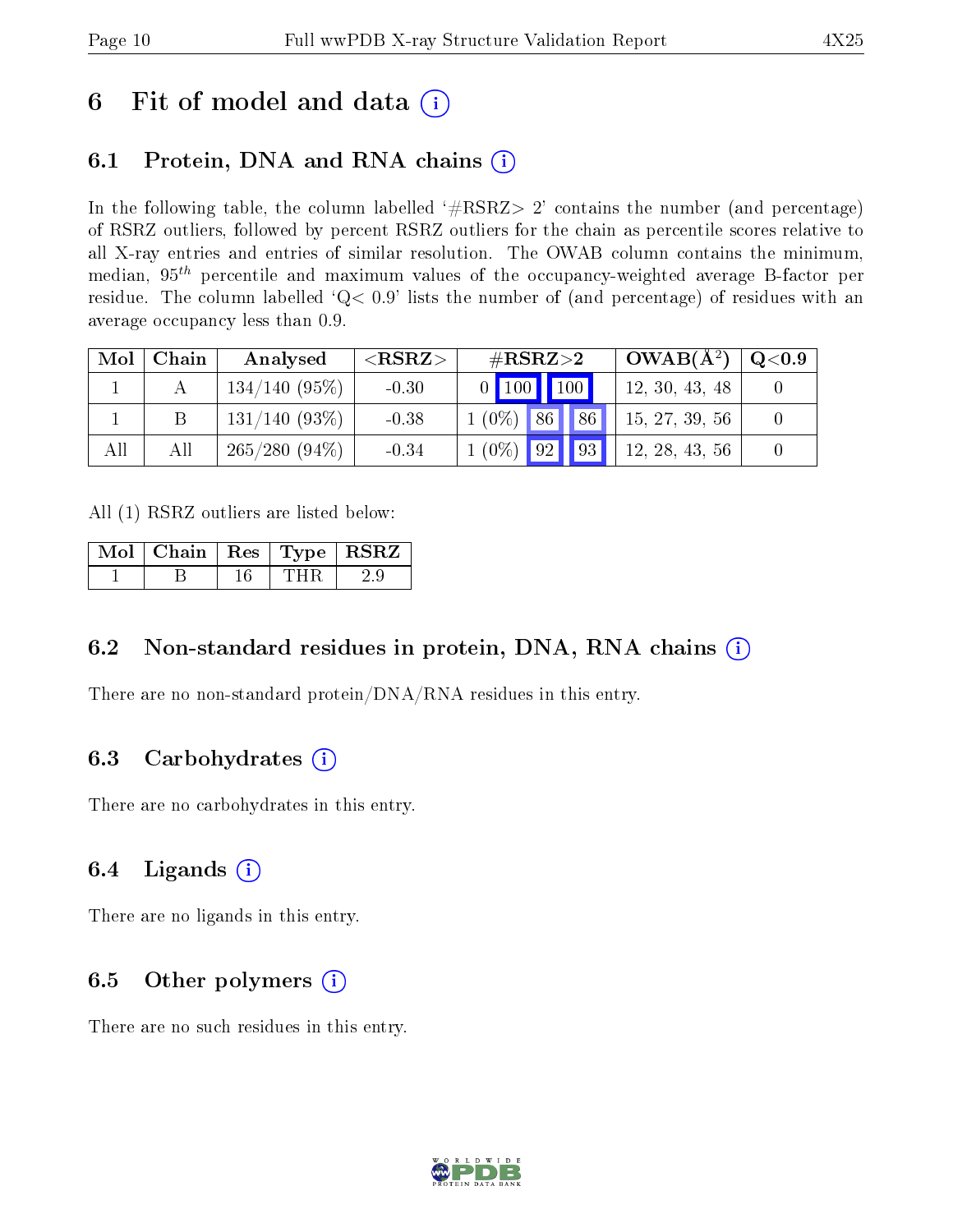# 6 Fit of model and data (i)

## 6.1 Protein, DNA and RNA chains (i)

In the following table, the column labelled '#RSRZ> 2' contains the number (and percentage) of RSRZ outliers, followed by percent RSRZ outliers for the chain as percentile scores relative to all X-ray entries and entries of similar resolution. The OWAB column contains the minimum, median, $95^{th}$ percentile and maximum values of the occupancy-weighted average B-factor per residue. The column labelled 'Q< 0.9' lists the number of (and percentage) of residues with an average occupancy less than 0.9.

| Mol | Chain | Analysed | <RSRZ> | #RSRZ>2 | | | OWAB(Å$^2$) | Q<0.9 |
|---|---|---|---|---|---|---|---|---|
| 1 | A | 134/140 (95%) | -0.30 | 0 | 100 | 100 | 12, 30, 43, 48 | 0 |
| 1 | B | 131/140 (93%) | -0.38 | 1 (0%) | 86 | 86 | 15, 27, 39, 56 | 0 |
| All | All | 265/280 (94%) | -0.34 | 1 (0%) | 92 | 93 | 12, 28, 43, 56 | 0 |

All (1) RSRZ outliers are listed below:

| Mol | Chain | Res | Type | RSRZ |
|---|---|---|---|---|
| 1 | B | 16 | THR | 2.9 |

## 6.2 Non-standard residues in protein, DNA, RNA chains (i)

There are no non-standard protein/DNA/RNA residues in this entry.

## 6.3 Carbohydrates (i)

There are no carbohydrates in this entry.

## 6.4 Ligands (i)

There are no ligands in this entry.

## 6.5 Other polymers (i)

There are no such residues in this entry.